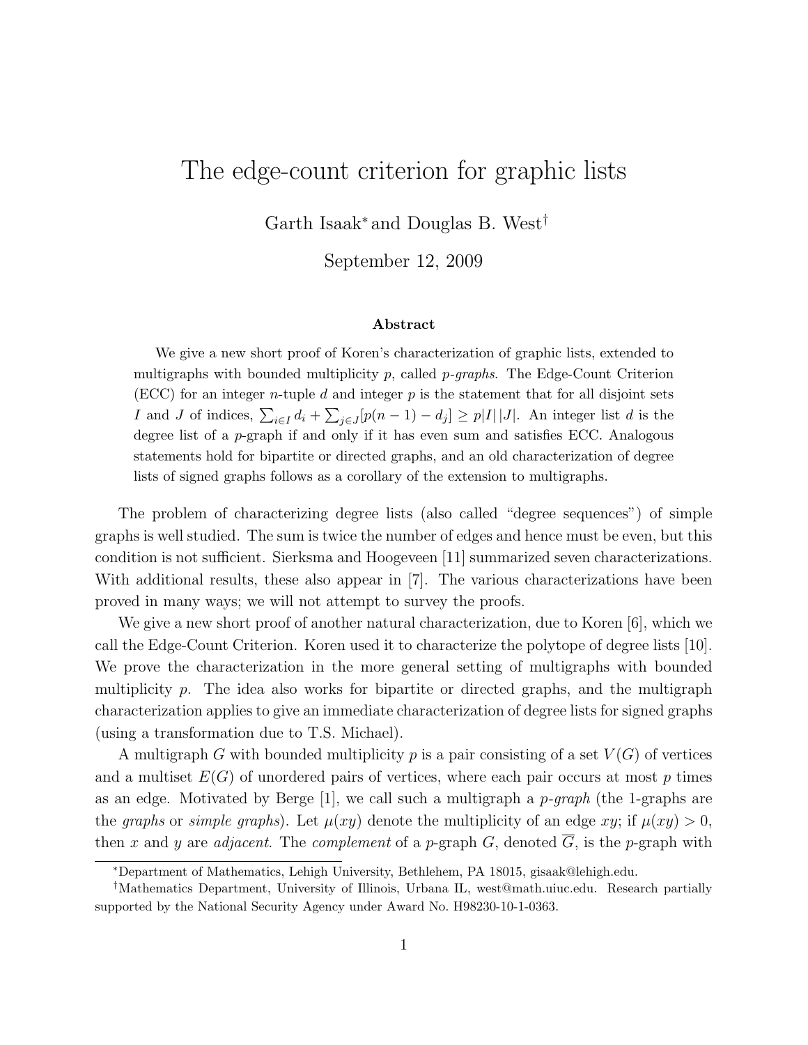# The edge-count criterion for graphic lists

Garth Isaak* and Douglas B. West†

September 12, 2009

### Abstract

We give a new short proof of Koren's characterization of graphic lists, extended to multigraphs with bounded multiplicity $p$, called *p-graphs*. The Edge-Count Criterion (ECC) for an integer $n$-tuple $d$ and integer $p$ is the statement that for all disjoint sets $I$ and $J$ of indices, $\sum_{i \in I} d_i + \sum_{j \in J}[p(n-1) - d_j] \geq p|I|\,|J|$. An integer list $d$ is the degree list of a $p$-graph if and only if it has even sum and satisfies ECC. Analogous statements hold for bipartite or directed graphs, and an old characterization of degree lists of signed graphs follows as a corollary of the extension to multigraphs.

The problem of characterizing degree lists (also called "degree sequences") of simple graphs is well studied. The sum is twice the number of edges and hence must be even, but this condition is not sufficient. Sierksma and Hoogeveen [11] summarized seven characterizations. With additional results, these also appear in [7]. The various characterizations have been proved in many ways; we will not attempt to survey the proofs.

We give a new short proof of another natural characterization, due to Koren [6], which we call the Edge-Count Criterion. Koren used it to characterize the polytope of degree lists [10]. We prove the characterization in the more general setting of multigraphs with bounded multiplicity $p$. The idea also works for bipartite or directed graphs, and the multigraph characterization applies to give an immediate characterization of degree lists for signed graphs (using a transformation due to T.S. Michael).

A multigraph $G$ with bounded multiplicity $p$ is a pair consisting of a set $V(G)$ of vertices and a multiset $E(G)$ of unordered pairs of vertices, where each pair occurs at most $p$ times as an edge. Motivated by Berge [1], we call such a multigraph a *p-graph* (the 1-graphs are the *graphs* or *simple graphs*). Let $\mu(xy)$ denote the multiplicity of an edge $xy$; if $\mu(xy) > 0$, then $x$ and $y$ are *adjacent*. The *complement* of a $p$-graph $G$, denoted $\overline{G}$, is the $p$-graph with

---

*Department of Mathematics, Lehigh University, Bethlehem, PA 18015, gisaak@lehigh.edu.

†Mathematics Department, University of Illinois, Urbana IL, west@math.uiuc.edu. Research partially supported by the National Security Agency under Award No. H98230-10-1-0363.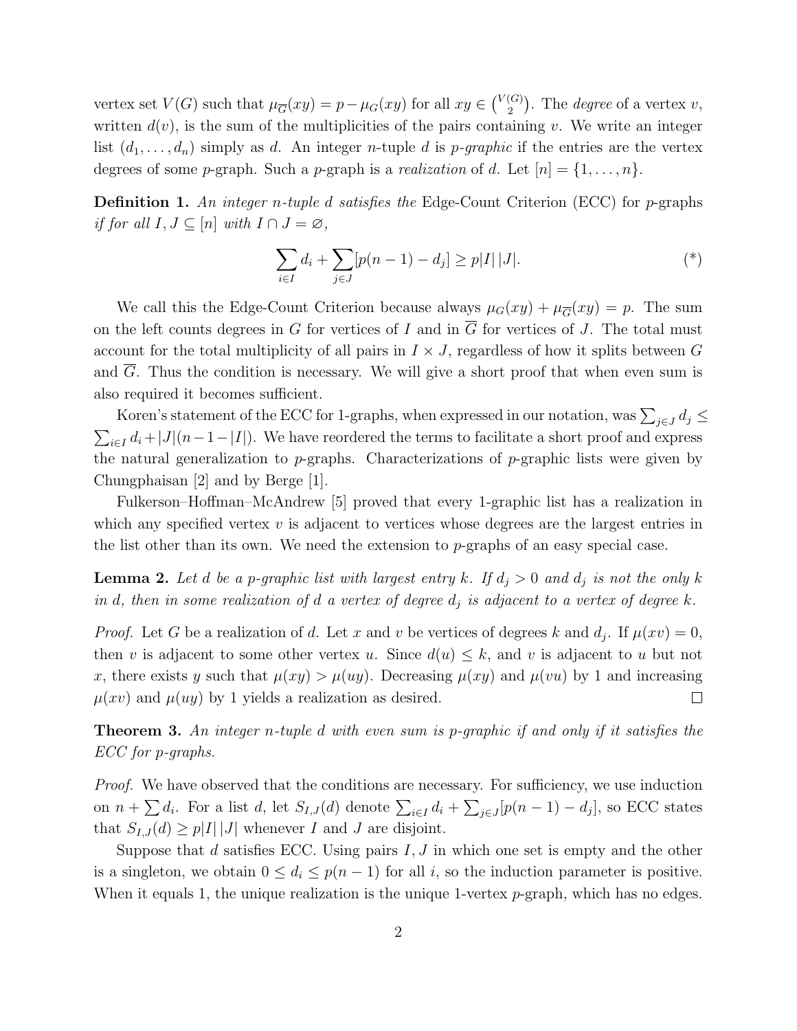vertex set $V(G)$ such that $\mu_{\overline{G}}(xy) = p - \mu_G(xy)$ for all $xy \in \binom{V(G)}{2}$. The *degree* of a vertex $v$, written $d(v)$, is the sum of the multiplicities of the pairs containing $v$. We write an integer list $(d_1, \ldots, d_n)$ simply as $d$. An integer $n$-tuple $d$ is *$p$-graphic* if the entries are the vertex degrees of some $p$-graph. Such a $p$-graph is a *realization* of $d$. Let $[n] = \{1, \ldots, n\}$.

**Definition 1.** *An integer $n$-tuple $d$ satisfies the* Edge-Count Criterion (ECC) *for $p$-graphs if for all $I, J \subseteq [n]$ with $I \cap J = \varnothing$,*

$$\sum_{i \in I} d_i + \sum_{j \in J} [p(n-1) - d_j] \geq p|I|\,|J|. \tag{*}$$

We call this the Edge-Count Criterion because always $\mu_G(xy) + \mu_{\overline{G}}(xy) = p$. The sum on the left counts degrees in $G$ for vertices of $I$ and in $\overline{G}$ for vertices of $J$. The total must account for the total multiplicity of all pairs in $I \times J$, regardless of how it splits between $G$ and $\overline{G}$. Thus the condition is necessary. We will give a short proof that when even sum is also required it becomes sufficient.

Koren's statement of the ECC for 1-graphs, when expressed in our notation, was $\sum_{j \in J} d_j \leq \sum_{i \in I} d_i + |J|(n-1-|I|)$. We have reordered the terms to facilitate a short proof and express the natural generalization to $p$-graphs. Characterizations of $p$-graphic lists were given by Chungphaisan [2] and by Berge [1].

Fulkerson–Hoffman–McAndrew [5] proved that every 1-graphic list has a realization in which any specified vertex $v$ is adjacent to vertices whose degrees are the largest entries in the list other than its own. We need the extension to $p$-graphs of an easy special case.

**Lemma 2.** *Let $d$ be a $p$-graphic list with largest entry $k$. If $d_j > 0$ and $d_j$ is not the only $k$ in $d$, then in some realization of $d$ a vertex of degree $d_j$ is adjacent to a vertex of degree $k$.*

*Proof.* Let $G$ be a realization of $d$. Let $x$ and $v$ be vertices of degrees $k$ and $d_j$. If $\mu(xv) = 0$, then $v$ is adjacent to some other vertex $u$. Since $d(u) \leq k$, and $v$ is adjacent to $u$ but not $x$, there exists $y$ such that $\mu(xy) > \mu(uy)$. Decreasing $\mu(xy)$ and $\mu(vu)$ by 1 and increasing $\mu(xv)$ and $\mu(uy)$ by 1 yields a realization as desired. $\square$

**Theorem 3.** *An integer $n$-tuple $d$ with even sum is $p$-graphic if and only if it satisfies the ECC for $p$-graphs.*

*Proof.* We have observed that the conditions are necessary. For sufficiency, we use induction on $n + \sum d_i$. For a list $d$, let $S_{I,J}(d)$ denote $\sum_{i \in I} d_i + \sum_{j \in J}[p(n-1) - d_j]$, so ECC states that $S_{I,J}(d) \geq p|I|\,|J|$ whenever $I$ and $J$ are disjoint.

Suppose that $d$ satisfies ECC. Using pairs $I, J$ in which one set is empty and the other is a singleton, we obtain $0 \leq d_i \leq p(n-1)$ for all $i$, so the induction parameter is positive. When it equals 1, the unique realization is the unique 1-vertex $p$-graph, which has no edges.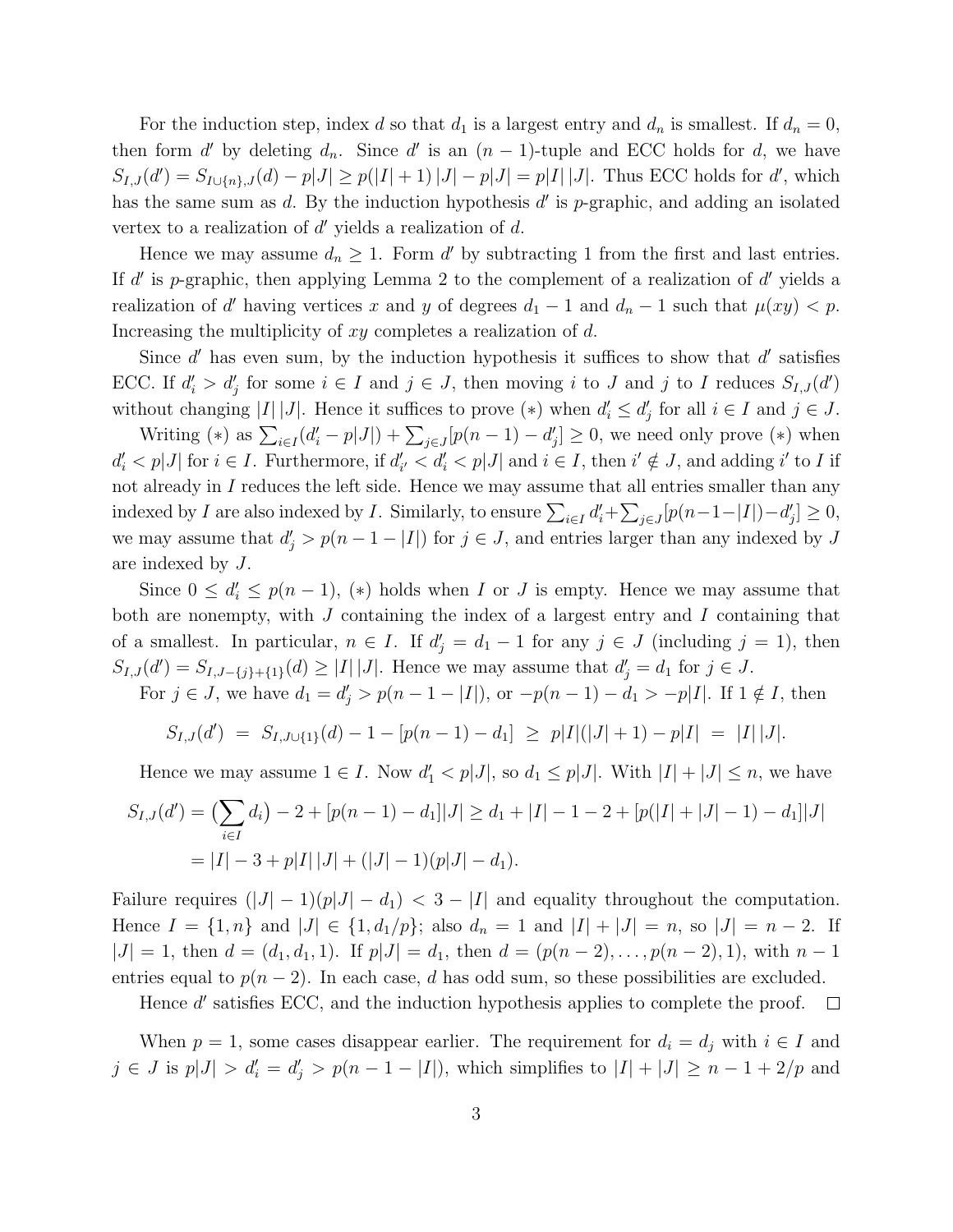For the induction step, index $d$ so that $d_1$ is a largest entry and $d_n$ is smallest. If $d_n = 0$, then form $d'$ by deleting $d_n$. Since $d'$ is an $(n-1)$-tuple and ECC holds for $d$, we have $S_{I,J}(d') = S_{I\cup\{n\},J}(d) - p|J| \ge p(|I|+1)\,|J| - p|J| = p|I|\,|J|$. Thus ECC holds for $d'$, which has the same sum as $d$. By the induction hypothesis $d'$ is $p$-graphic, and adding an isolated vertex to a realization of $d'$ yields a realization of $d$.

Hence we may assume $d_n \ge 1$. Form $d'$ by subtracting 1 from the first and last entries. If $d'$ is $p$-graphic, then applying Lemma 2 to the complement of a realization of $d'$ yields a realization of $d'$ having vertices $x$ and $y$ of degrees $d_1 - 1$ and $d_n - 1$ such that $\mu(xy) < p$. Increasing the multiplicity of $xy$ completes a realization of $d$.

Since $d'$ has even sum, by the induction hypothesis it suffices to show that $d'$ satisfies ECC. If $d'_i > d'_j$ for some $i \in I$ and $j \in J$, then moving $i$ to $J$ and $j$ to $I$ reduces $S_{I,J}(d')$ without changing $|I|\,|J|$. Hence it suffices to prove $(*)$ when $d'_i \le d'_j$ for all $i \in I$ and $j \in J$.

Writing $(*)$ as $\sum_{i\in I}(d'_i - p|J|) + \sum_{j\in J}[p(n-1) - d'_j] \ge 0$, we need only prove $(*)$ when $d'_i < p|J|$ for $i \in I$. Furthermore, if $d'_{i'} < d'_i < p|J|$ and $i \in I$, then $i' \notin J$, and adding $i'$ to $I$ if not already in $I$ reduces the left side. Hence we may assume that all entries smaller than any indexed by $I$ are also indexed by $I$. Similarly, to ensure $\sum_{i\in I} d'_i + \sum_{j\in J}[p(n-1-|I|) - d'_j] \ge 0$, we may assume that $d'_j > p(n-1-|I|)$ for $j \in J$, and entries larger than any indexed by $J$ are indexed by $J$.

Since $0 \le d'_i \le p(n-1)$, $(*)$ holds when $I$ or $J$ is empty. Hence we may assume that both are nonempty, with $J$ containing the index of a largest entry and $I$ containing that of a smallest. In particular, $n \in I$. If $d'_j = d_1 - 1$ for any $j \in J$ (including $j = 1$), then $S_{I,J}(d') = S_{I,J-\{j\}+\{1\}}(d) \ge |I|\,|J|$. Hence we may assume that $d'_j = d_1$ for $j \in J$.

For $j \in J$, we have $d_1 = d'_j > p(n-1-|I|)$, or $-p(n-1) - d_1 > -p|I|$. If $1 \notin I$, then

$$S_{I,J}(d') \;=\; S_{I,J\cup\{1\}}(d) - 1 - [p(n-1) - d_1] \;\ge\; p|I|(|J|+1) - p|I| \;=\; |I|\,|J|.$$

Hence we may assume $1 \in I$. Now $d'_1 < p|J|$, so $d_1 \le p|J|$. With $|I| + |J| \le n$, we have

$$\begin{aligned} S_{I,J}(d') &= \big(\sum_{i\in I} d_i\big) - 2 + [p(n-1) - d_1]|J| \ge d_1 + |I| - 1 - 2 + [p(|I|+|J|-1) - d_1]|J| \\ &= |I| - 3 + p|I|\,|J| + (|J|-1)(p|J| - d_1). \end{aligned}$$

Failure requires $(|J|-1)(p|J| - d_1) < 3 - |I|$ and equality throughout the computation. Hence $I = \{1, n\}$ and $|J| \in \{1, d_1/p\}$; also $d_n = 1$ and $|I| + |J| = n$, so $|J| = n-2$. If $|J| = 1$, then $d = (d_1, d_1, 1)$. If $p|J| = d_1$, then $d = (p(n-2), \ldots, p(n-2), 1)$, with $n-1$ entries equal to $p(n-2)$. In each case, $d$ has odd sum, so these possibilities are excluded.

Hence $d'$ satisfies ECC, and the induction hypothesis applies to complete the proof. $\square$

When $p = 1$, some cases disappear earlier. The requirement for $d_i = d_j$ with $i \in I$ and $j \in J$ is $p|J| > d'_i = d'_j > p(n-1-|I|)$, which simplifies to $|I| + |J| \ge n - 1 + 2/p$ and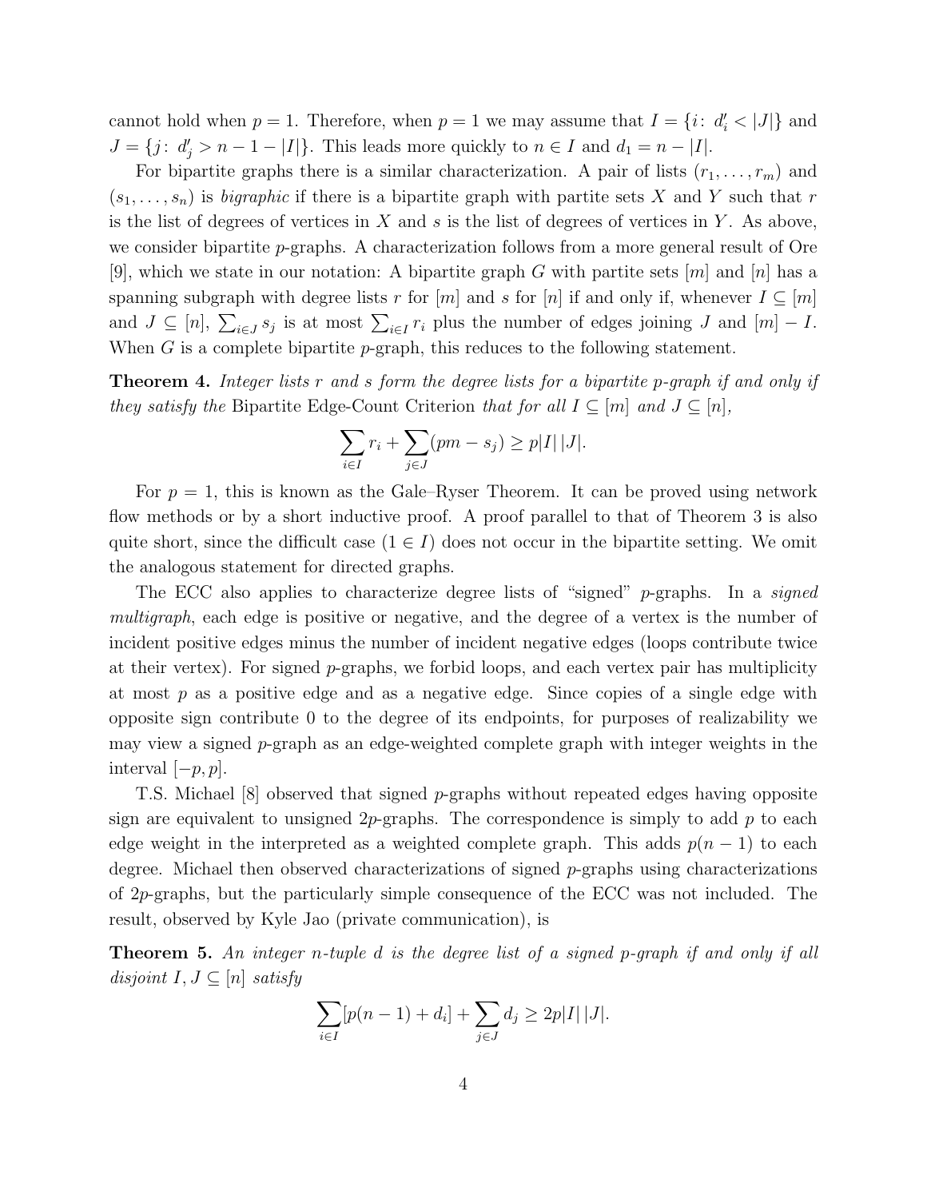cannot hold when $p = 1$. Therefore, when $p = 1$ we may assume that $I = \{i\colon\ d_i' < |J|\}$ and $J = \{j\colon\ d_j' > n - 1 - |I|\}$. This leads more quickly to $n \in I$ and $d_1 = n - |I|$.

For bipartite graphs there is a similar characterization. A pair of lists $(r_1, \ldots, r_m)$ and $(s_1, \ldots, s_n)$ is *bigraphic* if there is a bipartite graph with partite sets $X$ and $Y$ such that $r$ is the list of degrees of vertices in $X$ and $s$ is the list of degrees of vertices in $Y$. As above, we consider bipartite $p$-graphs. A characterization follows from a more general result of Ore [9], which we state in our notation: A bipartite graph $G$ with partite sets $[m]$ and $[n]$ has a spanning subgraph with degree lists $r$ for $[m]$ and $s$ for $[n]$ if and only if, whenever $I \subseteq [m]$ and $J \subseteq [n]$, $\sum_{i \in J} s_j$ is at most $\sum_{i \in I} r_i$ plus the number of edges joining $J$ and $[m] - I$. When $G$ is a complete bipartite $p$-graph, this reduces to the following statement.

**Theorem 4.** *Integer lists $r$ and $s$ form the degree lists for a bipartite $p$-graph if and only if they satisfy the* Bipartite Edge-Count Criterion *that for all $I \subseteq [m]$ and $J \subseteq [n]$,*

$$\sum_{i \in I} r_i + \sum_{j \in J} (pm - s_j) \geq p|I|\,|J|.$$

For $p = 1$, this is known as the Gale–Ryser Theorem. It can be proved using network flow methods or by a short inductive proof. A proof parallel to that of Theorem 3 is also quite short, since the difficult case ($1 \in I$) does not occur in the bipartite setting. We omit the analogous statement for directed graphs.

The ECC also applies to characterize degree lists of "signed" $p$-graphs. In a *signed multigraph*, each edge is positive or negative, and the degree of a vertex is the number of incident positive edges minus the number of incident negative edges (loops contribute twice at their vertex). For signed $p$-graphs, we forbid loops, and each vertex pair has multiplicity at most $p$ as a positive edge and as a negative edge. Since copies of a single edge with opposite sign contribute 0 to the degree of its endpoints, for purposes of realizability we may view a signed $p$-graph as an edge-weighted complete graph with integer weights in the interval $[-p, p]$.

T.S. Michael [8] observed that signed $p$-graphs without repeated edges having opposite sign are equivalent to unsigned $2p$-graphs. The correspondence is simply to add $p$ to each edge weight in the interpreted as a weighted complete graph. This adds $p(n-1)$ to each degree. Michael then observed characterizations of signed $p$-graphs using characterizations of $2p$-graphs, but the particularly simple consequence of the ECC was not included. The result, observed by Kyle Jao (private communication), is

**Theorem 5.** *An integer $n$-tuple $d$ is the degree list of a signed $p$-graph if and only if all disjoint $I, J \subseteq [n]$ satisfy*

$$\sum_{i \in I} [p(n-1) + d_i] + \sum_{j \in J} d_j \geq 2p|I|\,|J|.$$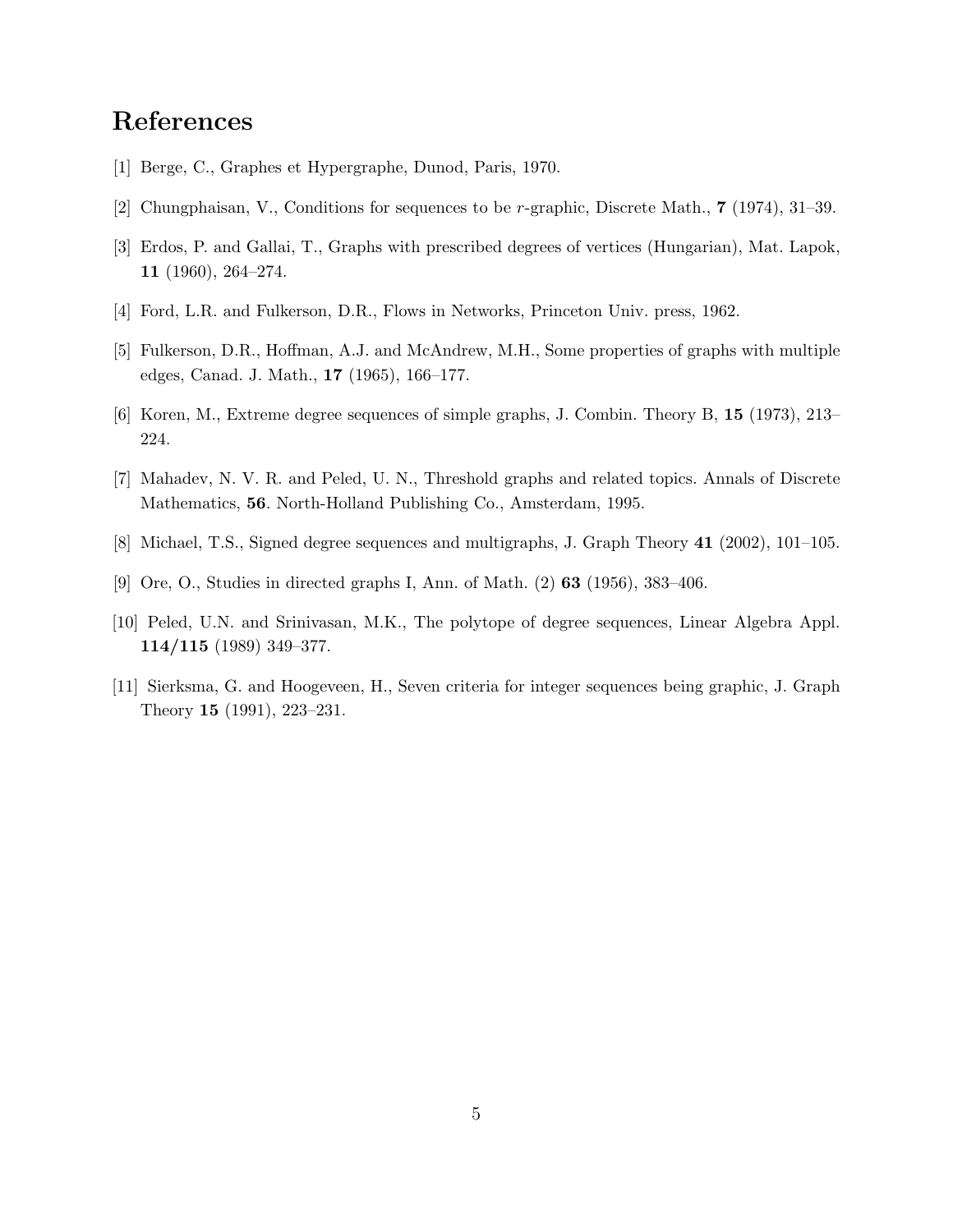## References

[1] Berge, C., Graphes et Hypergraphe, Dunod, Paris, 1970.

[2] Chungphaisan, V., Conditions for sequences to be $r$-graphic, Discrete Math., **7** (1974), 31–39.

[3] Erdos, P. and Gallai, T., Graphs with prescribed degrees of vertices (Hungarian), Mat. Lapok, **11** (1960), 264–274.

[4] Ford, L.R. and Fulkerson, D.R., Flows in Networks, Princeton Univ. press, 1962.

[5] Fulkerson, D.R., Hoffman, A.J. and McAndrew, M.H., Some properties of graphs with multiple edges, Canad. J. Math., **17** (1965), 166–177.

[6] Koren, M., Extreme degree sequences of simple graphs, J. Combin. Theory B, **15** (1973), 213–224.

[7] Mahadev, N. V. R. and Peled, U. N., Threshold graphs and related topics. Annals of Discrete Mathematics, **56**. North-Holland Publishing Co., Amsterdam, 1995.

[8] Michael, T.S., Signed degree sequences and multigraphs, J. Graph Theory **41** (2002), 101–105.

[9] Ore, O., Studies in directed graphs I, Ann. of Math. (2) **63** (1956), 383–406.

[10] Peled, U.N. and Srinivasan, M.K., The polytope of degree sequences, Linear Algebra Appl. **114/115** (1989) 349–377.

[11] Sierksma, G. and Hoogeveen, H., Seven criteria for integer sequences being graphic, J. Graph Theory **15** (1991), 223–231.